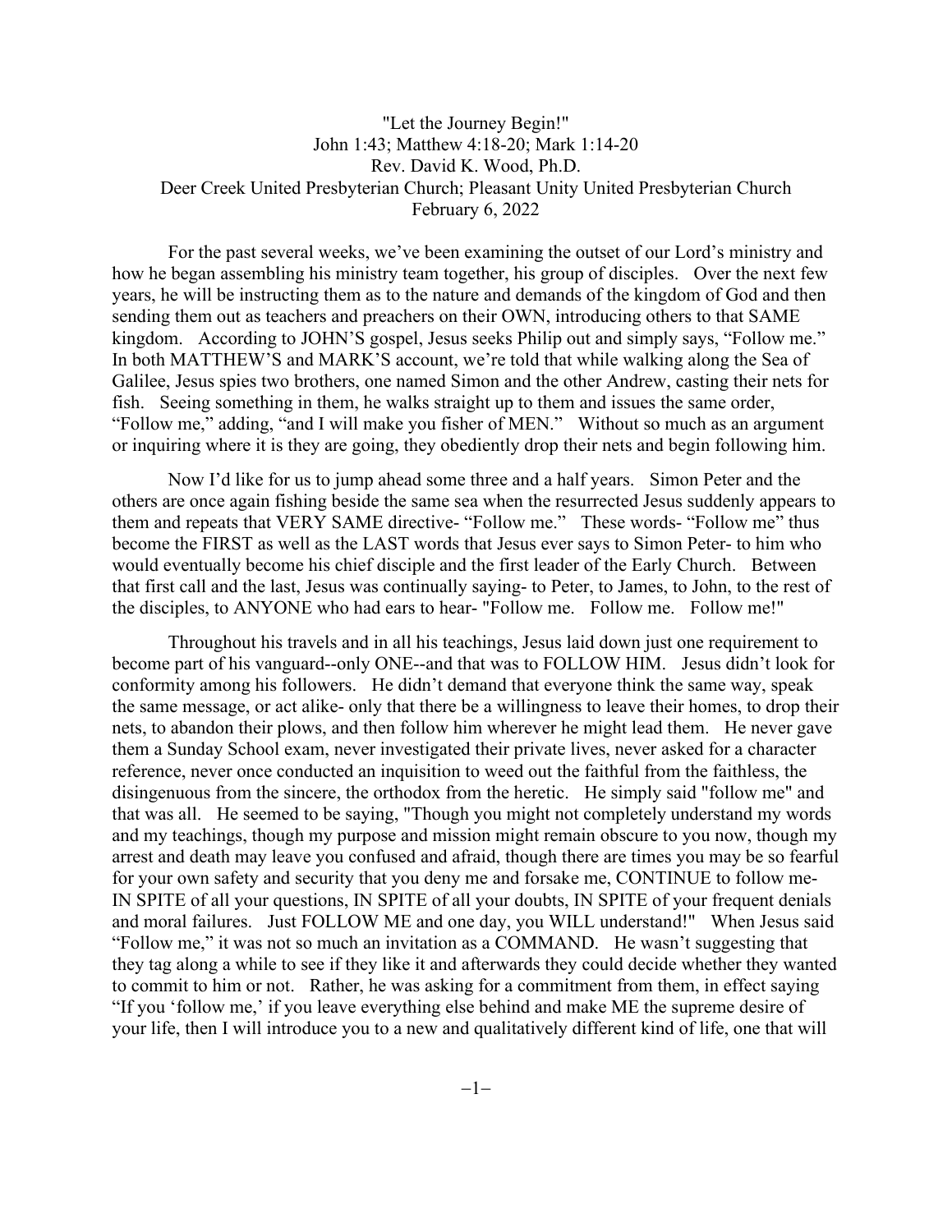# "Let the Journey Begin!"

John 1:43; Matthew 4:18-20; Mark 1:14-20  
Rev. David K. Wood, Ph.D.  
Deer Creek United Presbyterian Church; Pleasant Unity United Presbyterian Church  
February 6, 2022

For the past several weeks, we've been examining the outset of our Lord's ministry and how he began assembling his ministry team together, his group of disciples. Over the next few years, he will be instructing them as to the nature and demands of the kingdom of God and then sending them out as teachers and preachers on their OWN, introducing others to that SAME kingdom. According to JOHN'S gospel, Jesus seeks Philip out and simply says, "Follow me." In both MATTHEW'S and MARK'S account, we're told that while walking along the Sea of Galilee, Jesus spies two brothers, one named Simon and the other Andrew, casting their nets for fish. Seeing something in them, he walks straight up to them and issues the same order, "Follow me," adding, "and I will make you fisher of MEN." Without so much as an argument or inquiring where it is they are going, they obediently drop their nets and begin following him.

Now I'd like for us to jump ahead some three and a half years. Simon Peter and the others are once again fishing beside the same sea when the resurrected Jesus suddenly appears to them and repeats that VERY SAME directive- "Follow me." These words- "Follow me" thus become the FIRST as well as the LAST words that Jesus ever says to Simon Peter- to him who would eventually become his chief disciple and the first leader of the Early Church. Between that first call and the last, Jesus was continually saying- to Peter, to James, to John, to the rest of the disciples, to ANYONE who had ears to hear- "Follow me. Follow me. Follow me!"

Throughout his travels and in all his teachings, Jesus laid down just one requirement to become part of his vanguard--only ONE--and that was to FOLLOW HIM. Jesus didn't look for conformity among his followers. He didn't demand that everyone think the same way, speak the same message, or act alike- only that there be a willingness to leave their homes, to drop their nets, to abandon their plows, and then follow him wherever he might lead them. He never gave them a Sunday School exam, never investigated their private lives, never asked for a character reference, never once conducted an inquisition to weed out the faithful from the faithless, the disingenuous from the sincere, the orthodox from the heretic. He simply said "follow me" and that was all. He seemed to be saying, "Though you might not completely understand my words and my teachings, though my purpose and mission might remain obscure to you now, though my arrest and death may leave you confused and afraid, though there are times you may be so fearful for your own safety and security that you deny me and forsake me, CONTINUE to follow me- IN SPITE of all your questions, IN SPITE of all your doubts, IN SPITE of your frequent denials and moral failures. Just FOLLOW ME and one day, you WILL understand!" When Jesus said "Follow me," it was not so much an invitation as a COMMAND. He wasn't suggesting that they tag along a while to see if they like it and afterwards they could decide whether they wanted to commit to him or not. Rather, he was asking for a commitment from them, in effect saying "If you 'follow me,' if you leave everything else behind and make ME the supreme desire of your life, then I will introduce you to a new and qualitatively different kind of life, one that will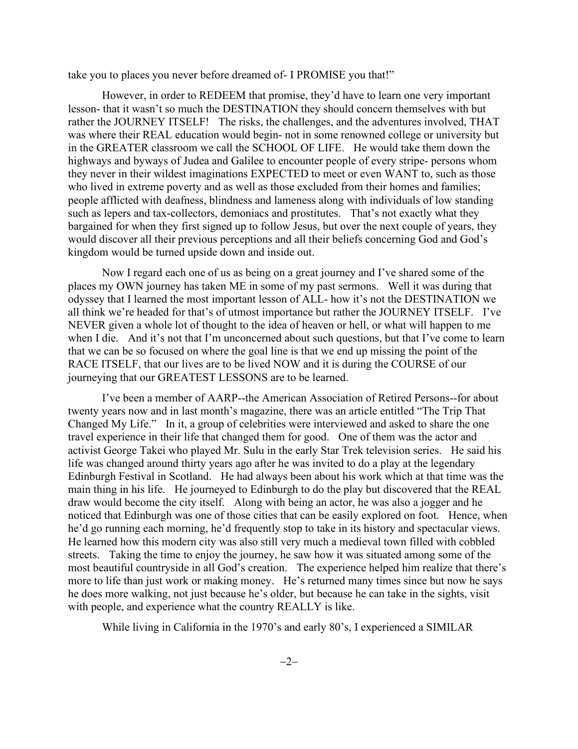take you to places you never before dreamed of- I PROMISE you that!"

However, in order to REDEEM that promise, they'd have to learn one very important lesson- that it wasn't so much the DESTINATION they should concern themselves with but rather the JOURNEY ITSELF! The risks, the challenges, and the adventures involved, THAT was where their REAL education would begin- not in some renowned college or university but in the GREATER classroom we call the SCHOOL OF LIFE. He would take them down the highways and byways of Judea and Galilee to encounter people of every stripe- persons whom they never in their wildest imaginations EXPECTED to meet or even WANT to, such as those who lived in extreme poverty and as well as those excluded from their homes and families; people afflicted with deafness, blindness and lameness along with individuals of low standing such as lepers and tax-collectors, demoniacs and prostitutes. That's not exactly what they bargained for when they first signed up to follow Jesus, but over the next couple of years, they would discover all their previous perceptions and all their beliefs concerning God and God's kingdom would be turned upside down and inside out.

Now I regard each one of us as being on a great journey and I've shared some of the places my OWN journey has taken ME in some of my past sermons. Well it was during that odyssey that I learned the most important lesson of ALL- how it's not the DESTINATION we all think we're headed for that's of utmost importance but rather the JOURNEY ITSELF. I've NEVER given a whole lot of thought to the idea of heaven or hell, or what will happen to me when I die. And it's not that I'm unconcerned about such questions, but that I've come to learn that we can be so focused on where the goal line is that we end up missing the point of the RACE ITSELF, that our lives are to be lived NOW and it is during the COURSE of our journeying that our GREATEST LESSONS are to be learned.

I've been a member of AARP--the American Association of Retired Persons--for about twenty years now and in last month's magazine, there was an article entitled "The Trip That Changed My Life." In it, a group of celebrities were interviewed and asked to share the one travel experience in their life that changed them for good. One of them was the actor and activist George Takei who played Mr. Sulu in the early Star Trek television series. He said his life was changed around thirty years ago after he was invited to do a play at the legendary Edinburgh Festival in Scotland. He had always been about his work which at that time was the main thing in his life. He journeyed to Edinburgh to do the play but discovered that the REAL draw would become the city itself. Along with being an actor, he was also a jogger and he noticed that Edinburgh was one of those cities that can be easily explored on foot. Hence, when he'd go running each morning, he'd frequently stop to take in its history and spectacular views. He learned how this modern city was also still very much a medieval town filled with cobbled streets. Taking the time to enjoy the journey, he saw how it was situated among some of the most beautiful countryside in all God's creation. The experience helped him realize that there's more to life than just work or making money. He's returned many times since but now he says he does more walking, not just because he's older, but because he can take in the sights, visit with people, and experience what the country REALLY is like.

While living in California in the 1970's and early 80's, I experienced a SIMILAR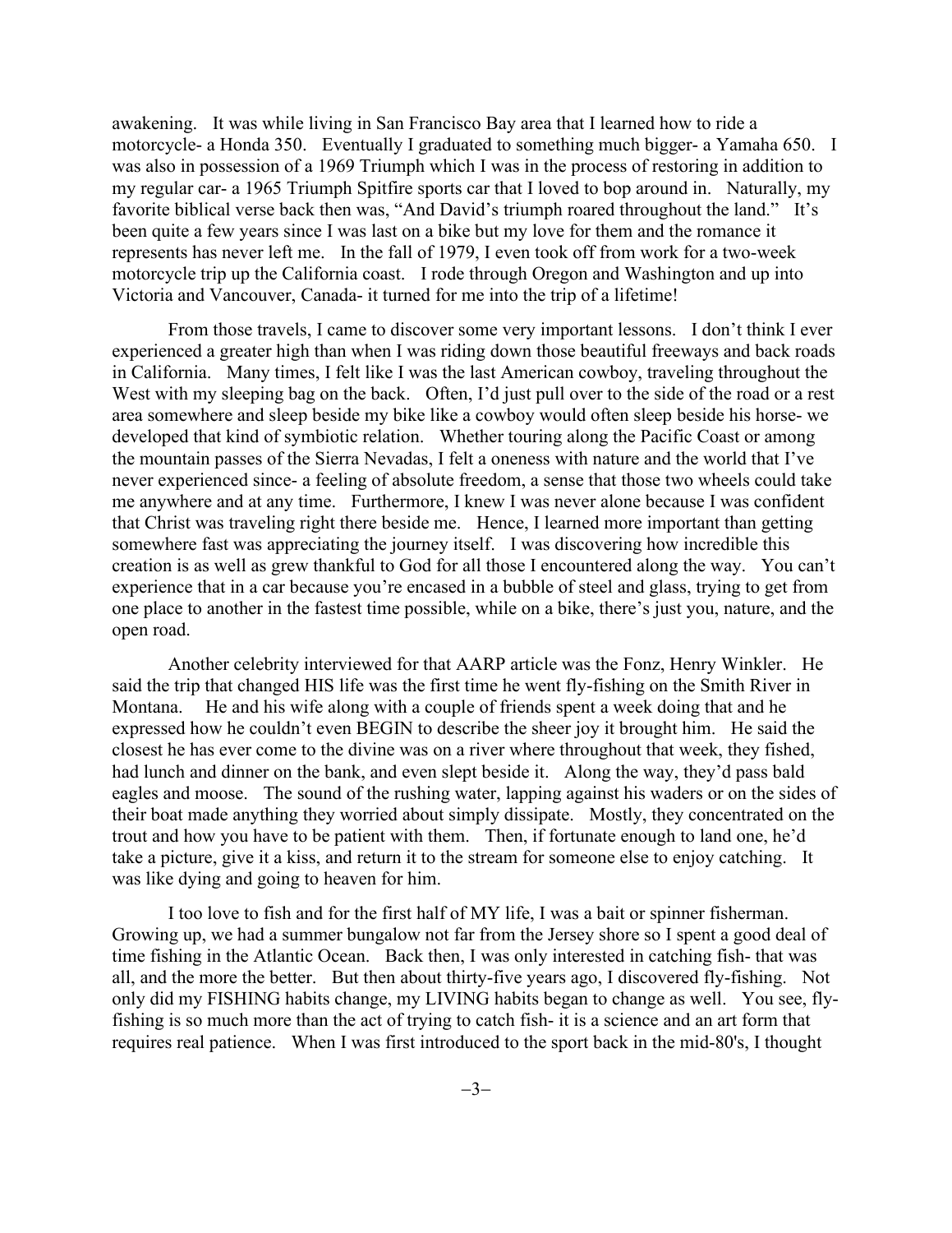awakening. It was while living in San Francisco Bay area that I learned how to ride a motorcycle- a Honda 350. Eventually I graduated to something much bigger- a Yamaha 650. I was also in possession of a 1969 Triumph which I was in the process of restoring in addition to my regular car- a 1965 Triumph Spitfire sports car that I loved to bop around in. Naturally, my favorite biblical verse back then was, "And David's triumph roared throughout the land." It's been quite a few years since I was last on a bike but my love for them and the romance it represents has never left me. In the fall of 1979, I even took off from work for a two-week motorcycle trip up the California coast. I rode through Oregon and Washington and up into Victoria and Vancouver, Canada- it turned for me into the trip of a lifetime!

From those travels, I came to discover some very important lessons. I don't think I ever experienced a greater high than when I was riding down those beautiful freeways and back roads in California. Many times, I felt like I was the last American cowboy, traveling throughout the West with my sleeping bag on the back. Often, I'd just pull over to the side of the road or a rest area somewhere and sleep beside my bike like a cowboy would often sleep beside his horse- we developed that kind of symbiotic relation. Whether touring along the Pacific Coast or among the mountain passes of the Sierra Nevadas, I felt a oneness with nature and the world that I've never experienced since- a feeling of absolute freedom, a sense that those two wheels could take me anywhere and at any time. Furthermore, I knew I was never alone because I was confident that Christ was traveling right there beside me. Hence, I learned more important than getting somewhere fast was appreciating the journey itself. I was discovering how incredible this creation is as well as grew thankful to God for all those I encountered along the way. You can't experience that in a car because you're encased in a bubble of steel and glass, trying to get from one place to another in the fastest time possible, while on a bike, there's just you, nature, and the open road.

Another celebrity interviewed for that AARP article was the Fonz, Henry Winkler. He said the trip that changed HIS life was the first time he went fly-fishing on the Smith River in Montana. He and his wife along with a couple of friends spent a week doing that and he expressed how he couldn't even BEGIN to describe the sheer joy it brought him. He said the closest he has ever come to the divine was on a river where throughout that week, they fished, had lunch and dinner on the bank, and even slept beside it. Along the way, they'd pass bald eagles and moose. The sound of the rushing water, lapping against his waders or on the sides of their boat made anything they worried about simply dissipate. Mostly, they concentrated on the trout and how you have to be patient with them. Then, if fortunate enough to land one, he'd take a picture, give it a kiss, and return it to the stream for someone else to enjoy catching. It was like dying and going to heaven for him.

I too love to fish and for the first half of MY life, I was a bait or spinner fisherman. Growing up, we had a summer bungalow not far from the Jersey shore so I spent a good deal of time fishing in the Atlantic Ocean. Back then, I was only interested in catching fish- that was all, and the more the better. But then about thirty-five years ago, I discovered fly-fishing. Not only did my FISHING habits change, my LIVING habits began to change as well. You see, fly-fishing is so much more than the act of trying to catch fish- it is a science and an art form that requires real patience. When I was first introduced to the sport back in the mid-80's, I thought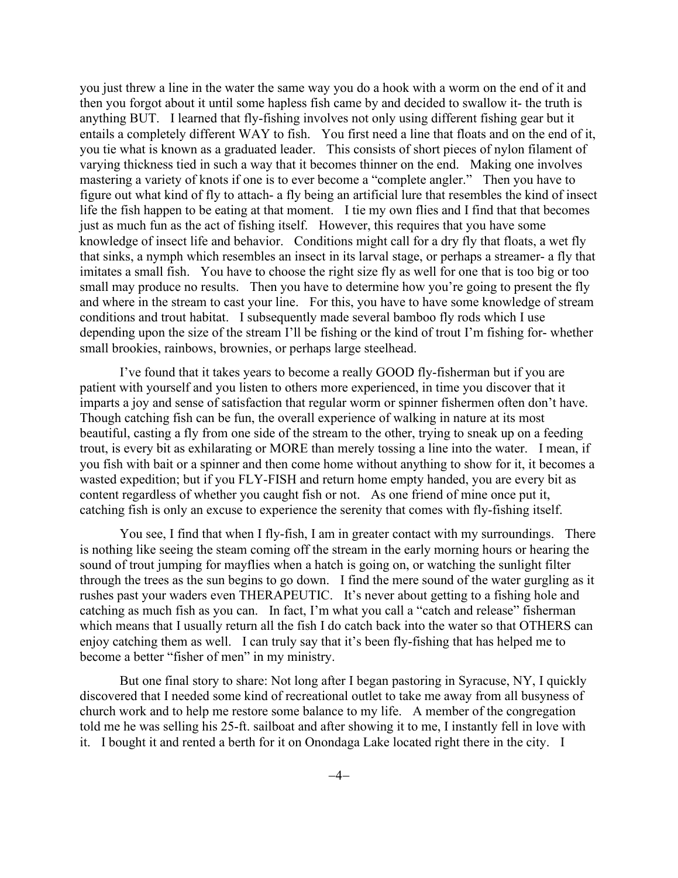you just threw a line in the water the same way you do a hook with a worm on the end of it and then you forgot about it until some hapless fish came by and decided to swallow it- the truth is anything BUT. I learned that fly-fishing involves not only using different fishing gear but it entails a completely different WAY to fish. You first need a line that floats and on the end of it, you tie what is known as a graduated leader. This consists of short pieces of nylon filament of varying thickness tied in such a way that it becomes thinner on the end. Making one involves mastering a variety of knots if one is to ever become a "complete angler." Then you have to figure out what kind of fly to attach- a fly being an artificial lure that resembles the kind of insect life the fish happen to be eating at that moment. I tie my own flies and I find that that becomes just as much fun as the act of fishing itself. However, this requires that you have some knowledge of insect life and behavior. Conditions might call for a dry fly that floats, a wet fly that sinks, a nymph which resembles an insect in its larval stage, or perhaps a streamer- a fly that imitates a small fish. You have to choose the right size fly as well for one that is too big or too small may produce no results. Then you have to determine how you're going to present the fly and where in the stream to cast your line. For this, you have to have some knowledge of stream conditions and trout habitat. I subsequently made several bamboo fly rods which I use depending upon the size of the stream I'll be fishing or the kind of trout I'm fishing for- whether small brookies, rainbows, brownies, or perhaps large steelhead.

I've found that it takes years to become a really GOOD fly-fisherman but if you are patient with yourself and you listen to others more experienced, in time you discover that it imparts a joy and sense of satisfaction that regular worm or spinner fishermen often don't have. Though catching fish can be fun, the overall experience of walking in nature at its most beautiful, casting a fly from one side of the stream to the other, trying to sneak up on a feeding trout, is every bit as exhilarating or MORE than merely tossing a line into the water. I mean, if you fish with bait or a spinner and then come home without anything to show for it, it becomes a wasted expedition; but if you FLY-FISH and return home empty handed, you are every bit as content regardless of whether you caught fish or not. As one friend of mine once put it, catching fish is only an excuse to experience the serenity that comes with fly-fishing itself.

You see, I find that when I fly-fish, I am in greater contact with my surroundings. There is nothing like seeing the steam coming off the stream in the early morning hours or hearing the sound of trout jumping for mayflies when a hatch is going on, or watching the sunlight filter through the trees as the sun begins to go down. I find the mere sound of the water gurgling as it rushes past your waders even THERAPEUTIC. It's never about getting to a fishing hole and catching as much fish as you can. In fact, I'm what you call a "catch and release" fisherman which means that I usually return all the fish I do catch back into the water so that OTHERS can enjoy catching them as well. I can truly say that it's been fly-fishing that has helped me to become a better "fisher of men" in my ministry.

But one final story to share: Not long after I began pastoring in Syracuse, NY, I quickly discovered that I needed some kind of recreational outlet to take me away from all busyness of church work and to help me restore some balance to my life. A member of the congregation told me he was selling his 25-ft. sailboat and after showing it to me, I instantly fell in love with it. I bought it and rented a berth for it on Onondaga Lake located right there in the city. I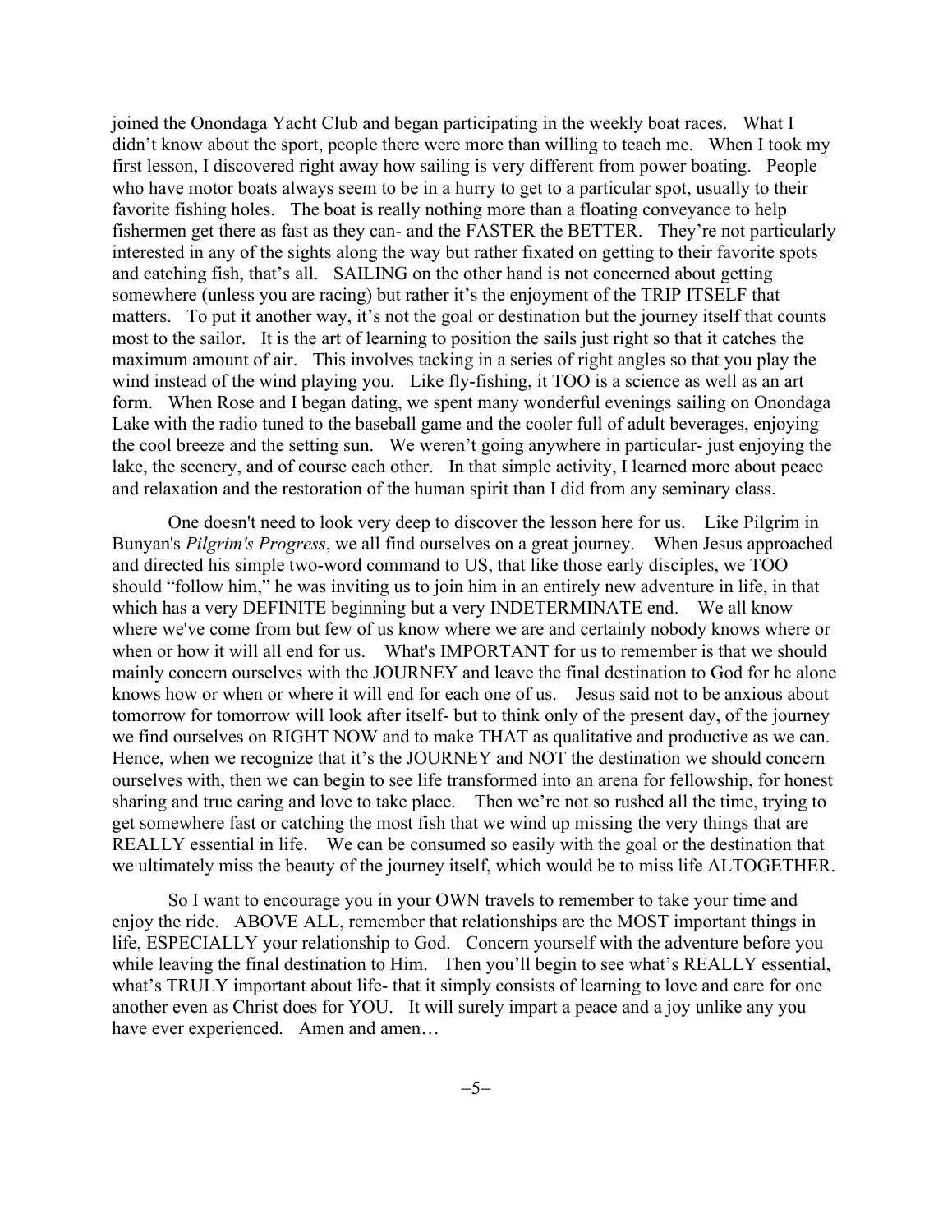joined the Onondaga Yacht Club and began participating in the weekly boat races. What I didn't know about the sport, people there were more than willing to teach me. When I took my first lesson, I discovered right away how sailing is very different from power boating. People who have motor boats always seem to be in a hurry to get to a particular spot, usually to their favorite fishing holes. The boat is really nothing more than a floating conveyance to help fishermen get there as fast as they can- and the FASTER the BETTER. They're not particularly interested in any of the sights along the way but rather fixated on getting to their favorite spots and catching fish, that's all. SAILING on the other hand is not concerned about getting somewhere (unless you are racing) but rather it's the enjoyment of the TRIP ITSELF that matters. To put it another way, it's not the goal or destination but the journey itself that counts most to the sailor. It is the art of learning to position the sails just right so that it catches the maximum amount of air. This involves tacking in a series of right angles so that you play the wind instead of the wind playing you. Like fly-fishing, it TOO is a science as well as an art form. When Rose and I began dating, we spent many wonderful evenings sailing on Onondaga Lake with the radio tuned to the baseball game and the cooler full of adult beverages, enjoying the cool breeze and the setting sun. We weren't going anywhere in particular- just enjoying the lake, the scenery, and of course each other. In that simple activity, I learned more about peace and relaxation and the restoration of the human spirit than I did from any seminary class.

One doesn't need to look very deep to discover the lesson here for us. Like Pilgrim in Bunyan's *Pilgrim's Progress*, we all find ourselves on a great journey. When Jesus approached and directed his simple two-word command to US, that like those early disciples, we TOO should "follow him," he was inviting us to join him in an entirely new adventure in life, in that which has a very DEFINITE beginning but a very INDETERMINATE end. We all know where we've come from but few of us know where we are and certainly nobody knows where or when or how it will all end for us. What's IMPORTANT for us to remember is that we should mainly concern ourselves with the JOURNEY and leave the final destination to God for he alone knows how or when or where it will end for each one of us. Jesus said not to be anxious about tomorrow for tomorrow will look after itself- but to think only of the present day, of the journey we find ourselves on RIGHT NOW and to make THAT as qualitative and productive as we can. Hence, when we recognize that it's the JOURNEY and NOT the destination we should concern ourselves with, then we can begin to see life transformed into an arena for fellowship, for honest sharing and true caring and love to take place. Then we're not so rushed all the time, trying to get somewhere fast or catching the most fish that we wind up missing the very things that are REALLY essential in life. We can be consumed so easily with the goal or the destination that we ultimately miss the beauty of the journey itself, which would be to miss life ALTOGETHER.

So I want to encourage you in your OWN travels to remember to take your time and enjoy the ride. ABOVE ALL, remember that relationships are the MOST important things in life, ESPECIALLY your relationship to God. Concern yourself with the adventure before you while leaving the final destination to Him. Then you'll begin to see what's REALLY essential, what's TRULY important about life- that it simply consists of learning to love and care for one another even as Christ does for YOU. It will surely impart a peace and a joy unlike any you have ever experienced. Amen and amen…